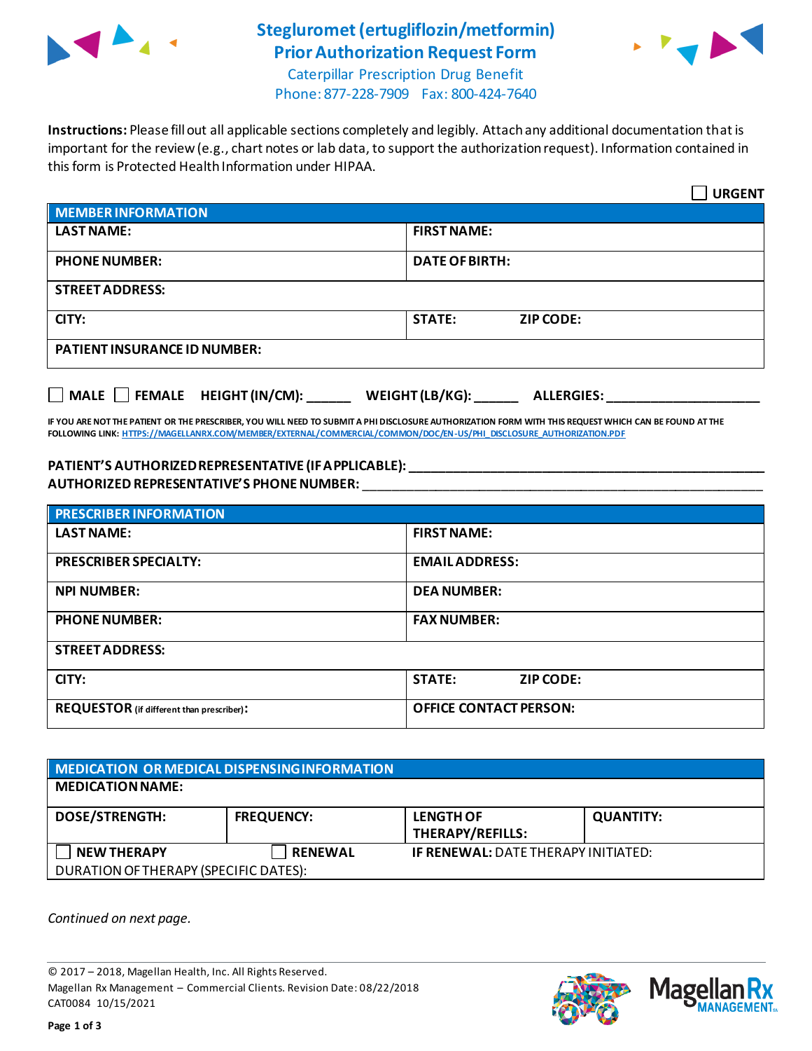# Steglujromet (ertugliflozin/metformin) Prior Authorization Request Form

Caterpillar Prescription Drug Benefit
Phone: 877-228-7909 Fax: 800-424-7640

**Instructions:** Please fill out all applicable sections completely and legibly. Attach any additional documentation that is important for the review (e.g., chart notes or lab data, to support the authorization request). Information contained in this form is Protected Health Information under HIPAA.

☐ **URGENT**

| MEMBER INFORMATION | |
|---|---|
| **LAST NAME:** | **FIRST NAME:** |
| **PHONE NUMBER:** | **DATE OF BIRTH:** |
| **STREET ADDRESS:** | |
| **CITY:** | **STATE:** **ZIP CODE:** |
| **PATIENT INSURANCE ID NUMBER:** | |

☐ **MALE** ☐ **FEMALE** **HEIGHT (IN/CM):** ______ **WEIGHT (LB/KG):** ______ **ALLERGIES:** ____________________

**IF YOU ARE NOT THE PATIENT OR THE PRESCRIBER, YOU WILL NEED TO SUBMIT A PHI DISCLOSURE AUTHORIZATION FORM WITH THIS REQUEST WHICH CAN BE FOUND AT THE FOLLOWING LINK: HTTPS://MAGELLANRX.COM/MEMBER/EXTERNAL/COMMERCIAL/COMMON/DOC/EN-US/PHI_DISCLOSURE_AUTHORIZATION.PDF**

**PATIENT'S AUTHORIZED REPRESENTATIVE (IF APPLICABLE):** ____________________________________________
**AUTHORIZED REPRESENTATIVE'S PHONE NUMBER:** ____________________________________________

| PRESCRIBER INFORMATION | |
|---|---|
| **LAST NAME:** | **FIRST NAME:** |
| **PRESCRIBER SPECIALTY:** | **EMAIL ADDRESS:** |
| **NPI NUMBER:** | **DEA NUMBER:** |
| **PHONE NUMBER:** | **FAX NUMBER:** |
| **STREET ADDRESS:** | |
| **CITY:** | **STATE:** **ZIP CODE:** |
| **REQUESTOR** (if different than prescriber): | **OFFICE CONTACT PERSON:** |

| MEDICATION OR MEDICAL DISPENSING INFORMATION | | | |
|---|---|---|---|
| **MEDICATION NAME:** | | | |
| **DOSE/STRENGTH:** | **FREQUENCY:** | **LENGTH OF THERAPY/REFILLS:** | **QUANTITY:** |
| ☐ **NEW THERAPY** | ☐ **RENEWAL** | **IF RENEWAL:** DATE THERAPY INITIATED: | |
| DURATION OF THERAPY (SPECIFIC DATES): | | | |

*Continued on next page.*

© 2017 – 2018, Magellan Health, Inc. All Rights Reserved.
Magellan Rx Management – Commercial Clients. Revision Date: 08/22/2018
CAT0084 10/15/2021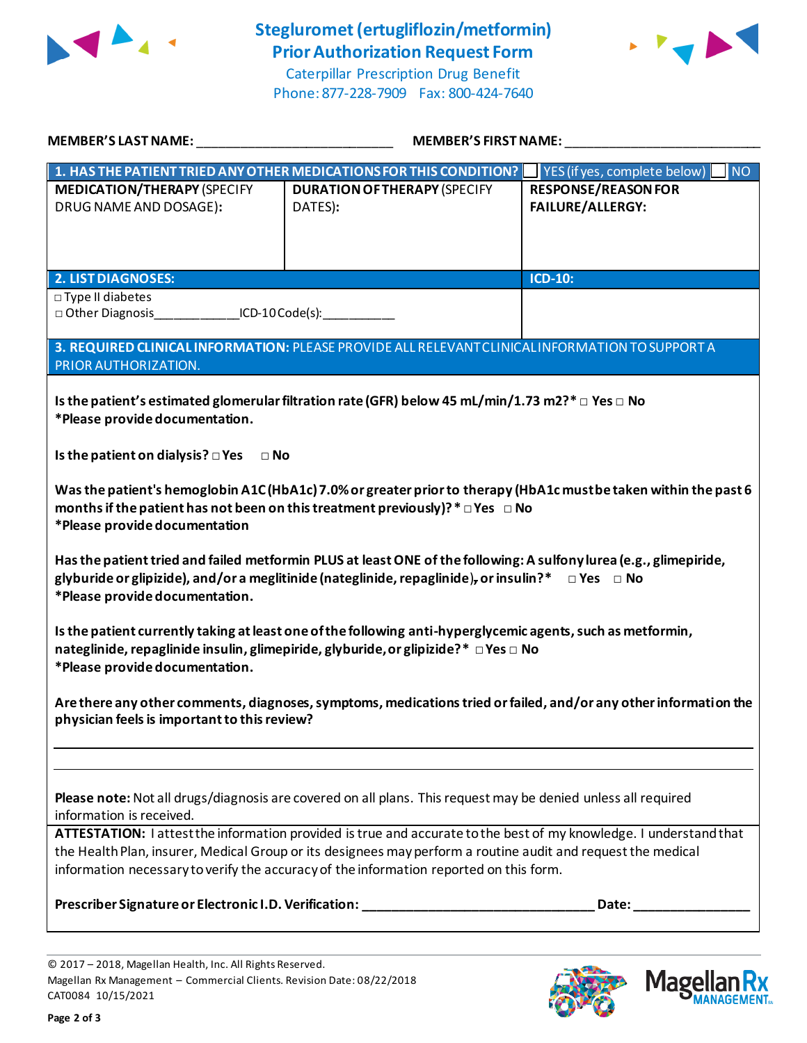# Stegluromet (ertugliflozin/metformin)
## Prior Authorization Request Form

Caterpillar Prescription Drug Benefit
Phone: 877-228-7909 Fax: 800-424-7640

**MEMBER'S LAST NAME:** ___________________________ **MEMBER'S FIRST NAME:** ___________________________

| **1. HAS THE PATIENT TRIED ANY OTHER MEDICATIONS FOR THIS CONDITION?** | ☐ YES (if yes, complete below) | ☐ NO |
|---|---|---|
| **MEDICATION/THERAPY** (SPECIFY DRUG NAME AND DOSAGE): | **DURATION OF THERAPY** (SPECIFY DATES): | **RESPONSE/REASON FOR FAILURE/ALLERGY:** |
| | | |

| **2. LIST DIAGNOSES:** | **ICD-10:** |
|---|---|
| □ Type II diabetes<br>□ Other Diagnosis____________ICD-10 Code(s):__________ | |

**3. REQUIRED CLINICAL INFORMATION:** PLEASE PROVIDE ALL RELEVANT CLINICAL INFORMATION TO SUPPORT A PRIOR AUTHORIZATION.

**Is the patient's estimated glomerular filtration rate (GFR) below 45 mL/min/1.73 m2?*** □ **Yes** □ **No**
***Please provide documentation.**

**Is the patient on dialysis?** □ **Yes** □ **No**

**Was the patient's hemoglobin A1C (HbA1c) 7.0% or greater prior to therapy (HbA1c must be taken within the past 6 months if the patient has not been on this treatment previously)? *** □ **Yes** □ **No**
***Please provide documentation**

**Has the patient tried and failed metformin PLUS at least ONE of the following: A sulfonylurea (e.g., glimepiride, glyburide or glipizide), and/or a meglitinide (nateglinide, repaglinide), or insulin?*** □ **Yes** □ **No**
***Please provide documentation.**

**Is the patient currently taking at least one of the following anti-hyperglycemic agents, such as metformin, nateglinide, repaglinide insulin, glimepiride, glyburide, or glipizide?*** □ **Yes** □ **No**
***Please provide documentation.**

**Are there any other comments, diagnoses, symptoms, medications tried or failed, and/or any other information the physician feels is important to this review?**

_____________________________________________________________________________

_____________________________________________________________________________

**Please note:** Not all drugs/diagnosis are covered on all plans. This request may be denied unless all required information is received.

**ATTESTATION:** I attest the information provided is true and accurate to the best of my knowledge. I understand that the Health Plan, insurer, Medical Group or its designees may perform a routine audit and request the medical information necessary to verify the accuracy of the information reported on this form.

**Prescriber Signature or Electronic I.D. Verification:** ________________________________ **Date:** _______________

© 2017 – 2018, Magellan Health, Inc. All Rights Reserved.
Magellan Rx Management – Commercial Clients. Revision Date: 08/22/2018
CAT0084 10/15/2021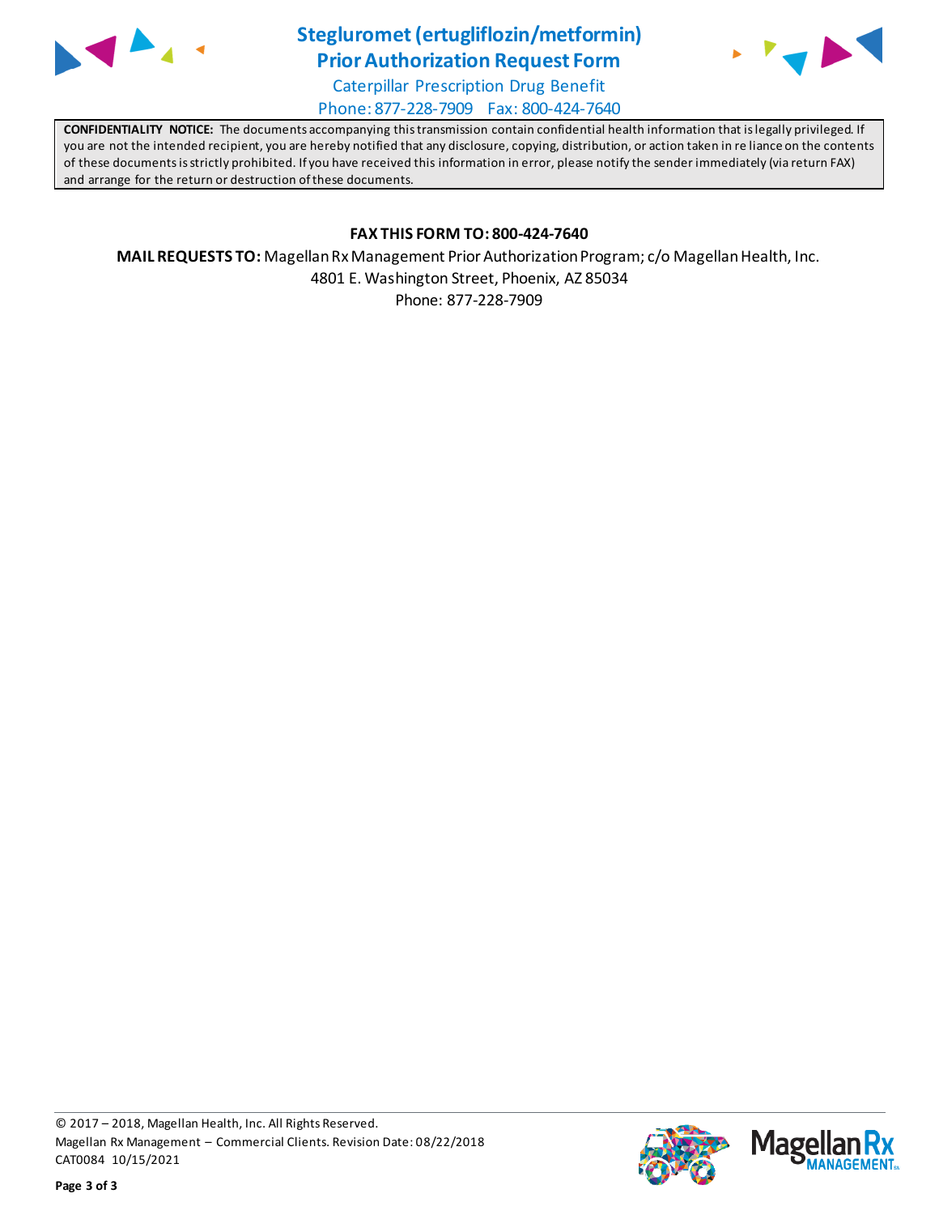# Stegluromet (ertugliflozin/metformin) Prior Authorization Request Form

Caterpillar Prescription Drug Benefit

Phone: 877-228-7909 Fax: 800-424-7640

**CONFIDENTIALITY NOTICE:** The documents accompanying this transmission contain confidential health information that is legally privileged. If you are not the intended recipient, you are hereby notified that any disclosure, copying, distribution, or action taken in reliance on the contents of these documents is strictly prohibited. If you have received this information in error, please notify the sender immediately (via return FAX) and arrange for the return or destruction of these documents.

**FAX THIS FORM TO: 800-424-7640**

**MAIL REQUESTS TO:** Magellan Rx Management Prior Authorization Program; c/o Magellan Health, Inc.
4801 E. Washington Street, Phoenix, AZ 85034
Phone: 877-228-7909

© 2017 – 2018, Magellan Health, Inc. All Rights Reserved.
Magellan Rx Management – Commercial Clients. Revision Date: 08/22/2018
CAT0084 10/15/2021